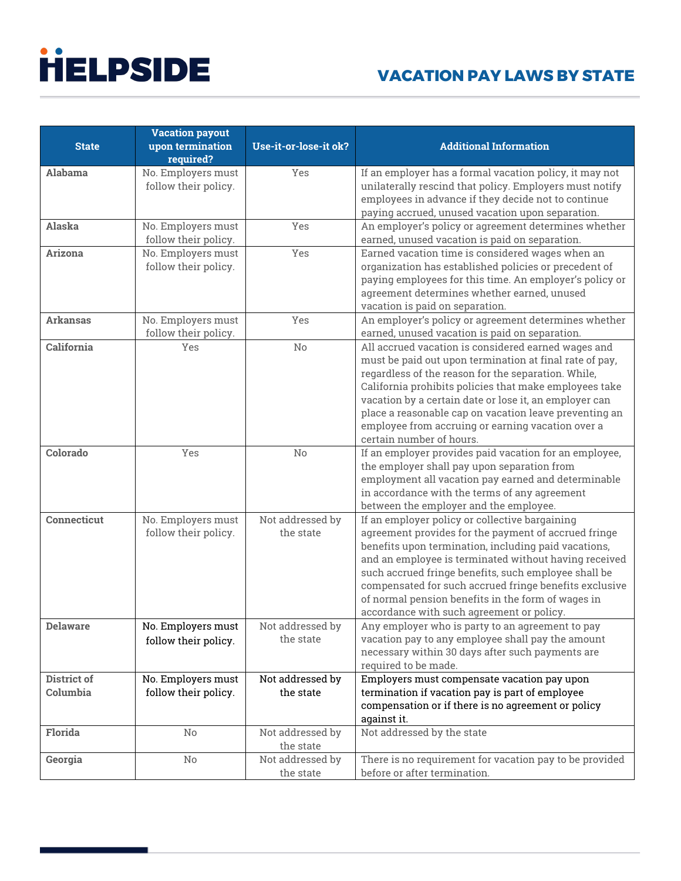# VACATION PAY LAWS BY STATE

| State | Vacation payout upon termination required? | Use-it-or-lose-it ok? | Additional Information |
|---|---|---|---|
| **Alabama** | No. Employers must follow their policy. | Yes | If an employer has a formal vacation policy, it may not unilaterally rescind that policy. Employers must notify employees in advance if they decide not to continue paying accrued, unused vacation upon separation. |
| **Alaska** | No. Employers must follow their policy. | Yes | An employer's policy or agreement determines whether earned, unused vacation is paid on separation. |
| **Arizona** | No. Employers must follow their policy. | Yes | Earned vacation time is considered wages when an organization has established policies or precedent of paying employees for this time. An employer's policy or agreement determines whether earned, unused vacation is paid on separation. |
| **Arkansas** | No. Employers must follow their policy. | Yes | An employer's policy or agreement determines whether earned, unused vacation is paid on separation. |
| **California** | Yes | No | All accrued vacation is considered earned wages and must be paid out upon termination at final rate of pay, regardless of the reason for the separation. While, California prohibits policies that make employees take vacation by a certain date or lose it, an employer can place a reasonable cap on vacation leave preventing an employee from accruing or earning vacation over a certain number of hours. |
| **Colorado** | Yes | No | If an employer provides paid vacation for an employee, the employer shall pay upon separation from employment all vacation pay earned and determinable in accordance with the terms of any agreement between the employer and the employee. |
| **Connecticut** | No. Employers must follow their policy. | Not addressed by the state | If an employer policy or collective bargaining agreement provides for the payment of accrued fringe benefits upon termination, including paid vacations, and an employee is terminated without having received such accrued fringe benefits, such employee shall be compensated for such accrued fringe benefits exclusive of normal pension benefits in the form of wages in accordance with such agreement or policy. |
| **Delaware** | No. Employers must follow their policy. | Not addressed by the state | Any employer who is party to an agreement to pay vacation pay to any employee shall pay the amount necessary within 30 days after such payments are required to be made. |
| **District of Columbia** | No. Employers must follow their policy. | Not addressed by the state | Employers must compensate vacation pay upon termination if vacation pay is part of employee compensation or if there is no agreement or policy against it. |
| **Florida** | No | Not addressed by the state | Not addressed by the state |
| **Georgia** | No | Not addressed by the state | There is no requirement for vacation pay to be provided before or after termination. |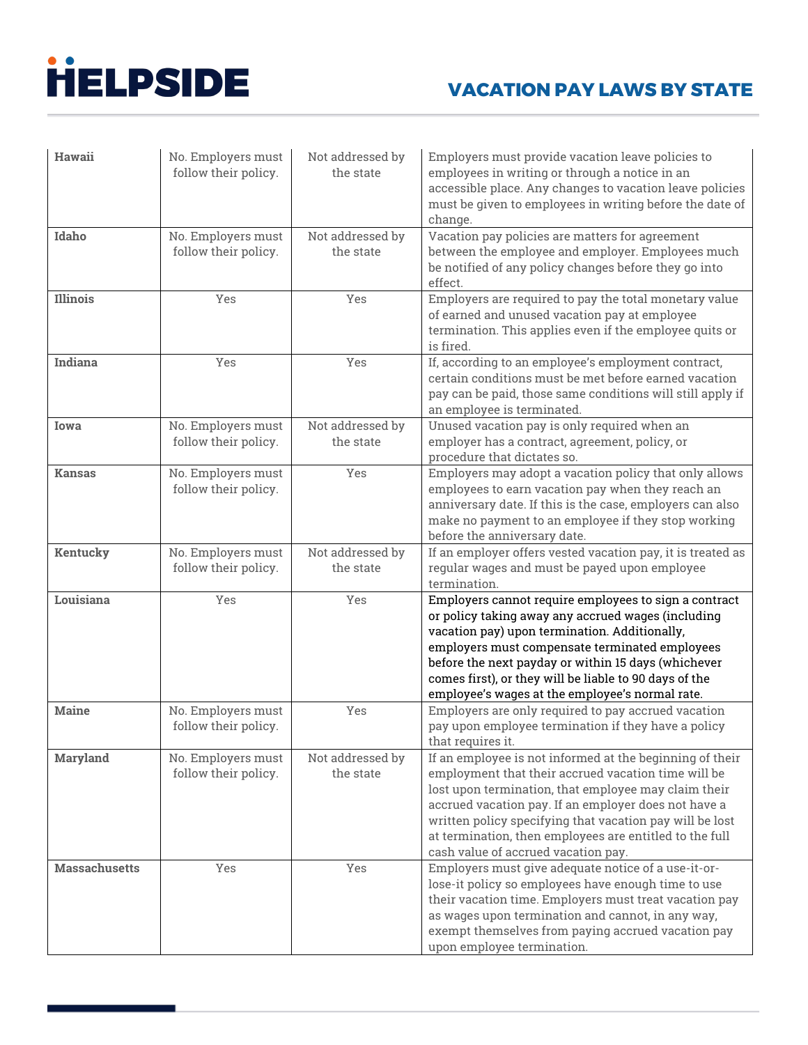| | | | |
|---|---|---|---|
| **Hawaii** | No. Employers must follow their policy. | Not addressed by the state | Employers must provide vacation leave policies to employees in writing or through a notice in an accessible place. Any changes to vacation leave policies must be given to employees in writing before the date of change. |
| **Idaho** | No. Employers must follow their policy. | Not addressed by the state | Vacation pay policies are matters for agreement between the employee and employer. Employees much be notified of any policy changes before they go into effect. |
| **Illinois** | Yes | Yes | Employers are required to pay the total monetary value of earned and unused vacation pay at employee termination. This applies even if the employee quits or is fired. |
| **Indiana** | Yes | Yes | If, according to an employee's employment contract, certain conditions must be met before earned vacation pay can be paid, those same conditions will still apply if an employee is terminated. |
| **Iowa** | No. Employers must follow their policy. | Not addressed by the state | Unused vacation pay is only required when an employer has a contract, agreement, policy, or procedure that dictates so. |
| **Kansas** | No. Employers must follow their policy. | Yes | Employers may adopt a vacation policy that only allows employees to earn vacation pay when they reach an anniversary date. If this is the case, employers can also make no payment to an employee if they stop working before the anniversary date. |
| **Kentucky** | No. Employers must follow their policy. | Not addressed by the state | If an employer offers vested vacation pay, it is treated as regular wages and must be payed upon employee termination. |
| **Louisiana** | Yes | Yes | Employers cannot require employees to sign a contract or policy taking away any accrued wages (including vacation pay) upon termination. Additionally, employers must compensate terminated employees before the next payday or within 15 days (whichever comes first), or they will be liable to 90 days of the employee's wages at the employee's normal rate. |
| **Maine** | No. Employers must follow their policy. | Yes | Employers are only required to pay accrued vacation pay upon employee termination if they have a policy that requires it. |
| **Maryland** | No. Employers must follow their policy. | Not addressed by the state | If an employee is not informed at the beginning of their employment that their accrued vacation time will be lost upon termination, that employee may claim their accrued vacation pay. If an employer does not have a written policy specifying that vacation pay will be lost at termination, then employees are entitled to the full cash value of accrued vacation pay. |
| **Massachusetts** | Yes | Yes | Employers must give adequate notice of a use-it-or-lose-it policy so employees have enough time to use their vacation time. Employers must treat vacation pay as wages upon termination and cannot, in any way, exempt themselves from paying accrued vacation pay upon employee termination. |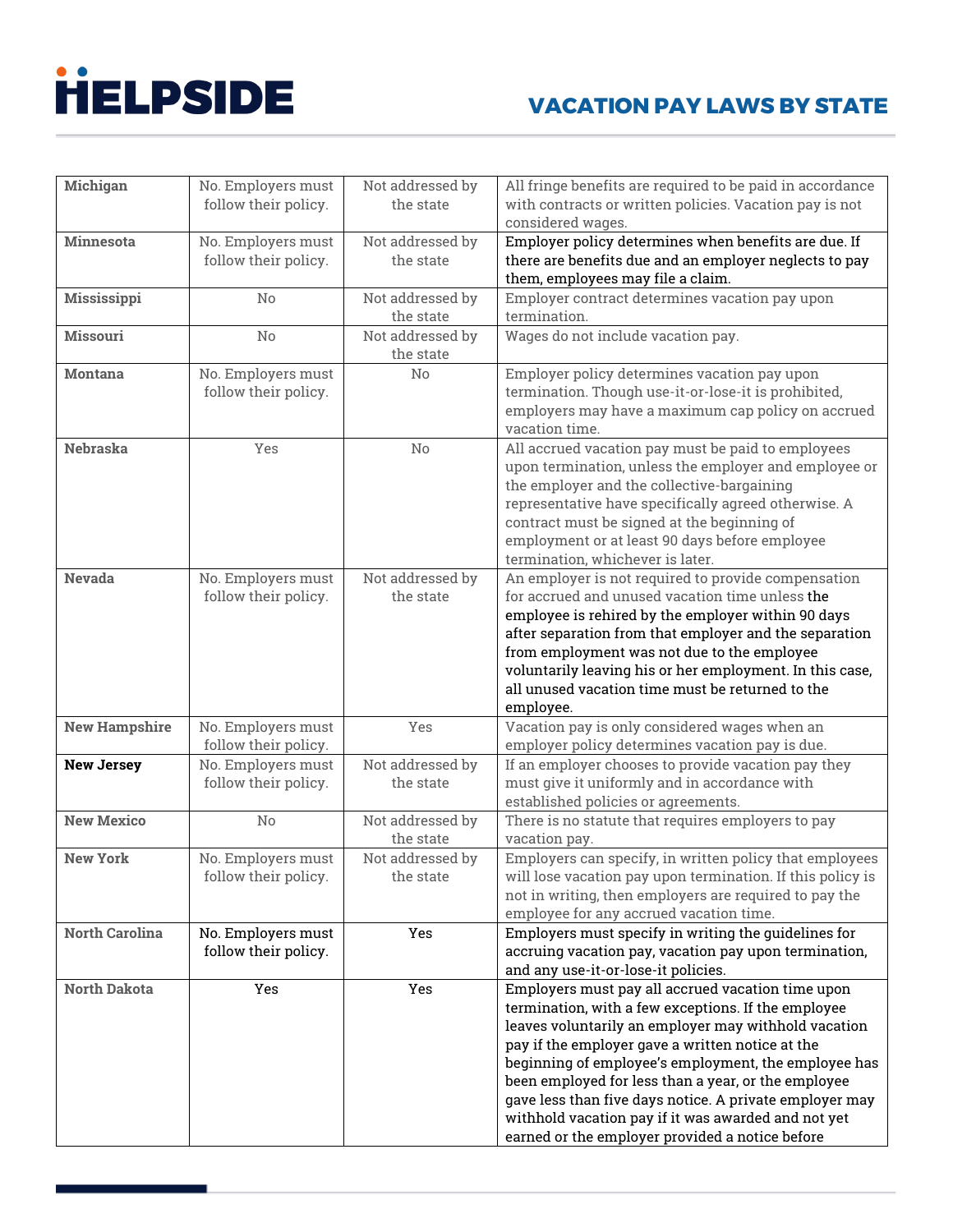| Michigan | No. Employers must follow their policy. | Not addressed by the state | All fringe benefits are required to be paid in accordance with contracts or written policies. Vacation pay is not considered wages. |
|---|---|---|---|
| Minnesota | No. Employers must follow their policy. | Not addressed by the state | Employer policy determines when benefits are due. If there are benefits due and an employer neglects to pay them, employees may file a claim. |
| Mississippi | No | Not addressed by the state | Employer contract determines vacation pay upon termination. |
| Missouri | No | Not addressed by the state | Wages do not include vacation pay. |
| Montana | No. Employers must follow their policy. | No | Employer policy determines vacation pay upon termination. Though use-it-or-lose-it is prohibited, employers may have a maximum cap policy on accrued vacation time. |
| Nebraska | Yes | No | All accrued vacation pay must be paid to employees upon termination, unless the employer and employee or the employer and the collective-bargaining representative have specifically agreed otherwise. A contract must be signed at the beginning of employment or at least 90 days before employee termination, whichever is later. |
| Nevada | No. Employers must follow their policy. | Not addressed by the state | An employer is not required to provide compensation for accrued and unused vacation time unless the employee is rehired by the employer within 90 days after separation from that employer and the separation from employment was not due to the employee voluntarily leaving his or her employment. In this case, all unused vacation time must be returned to the employee. |
| New Hampshire | No. Employers must follow their policy. | Yes | Vacation pay is only considered wages when an employer policy determines vacation pay is due. |
| New Jersey | No. Employers must follow their policy. | Not addressed by the state | If an employer chooses to provide vacation pay they must give it uniformly and in accordance with established policies or agreements. |
| New Mexico | No | Not addressed by the state | There is no statute that requires employers to pay vacation pay. |
| New York | No. Employers must follow their policy. | Not addressed by the state | Employers can specify, in written policy that employees will lose vacation pay upon termination. If this policy is not in writing, then employers are required to pay the employee for any accrued vacation time. |
| North Carolina | No. Employers must follow their policy. | Yes | Employers must specify in writing the guidelines for accruing vacation pay, vacation pay upon termination, and any use-it-or-lose-it policies. |
| North Dakota | Yes | Yes | Employers must pay all accrued vacation time upon termination, with a few exceptions. If the employee leaves voluntarily an employer may withhold vacation pay if the employer gave a written notice at the beginning of employee's employment, the employee has been employed for less than a year, or the employee gave less than five days notice. A private employer may withhold vacation pay if it was awarded and not yet earned or the employer provided a notice before |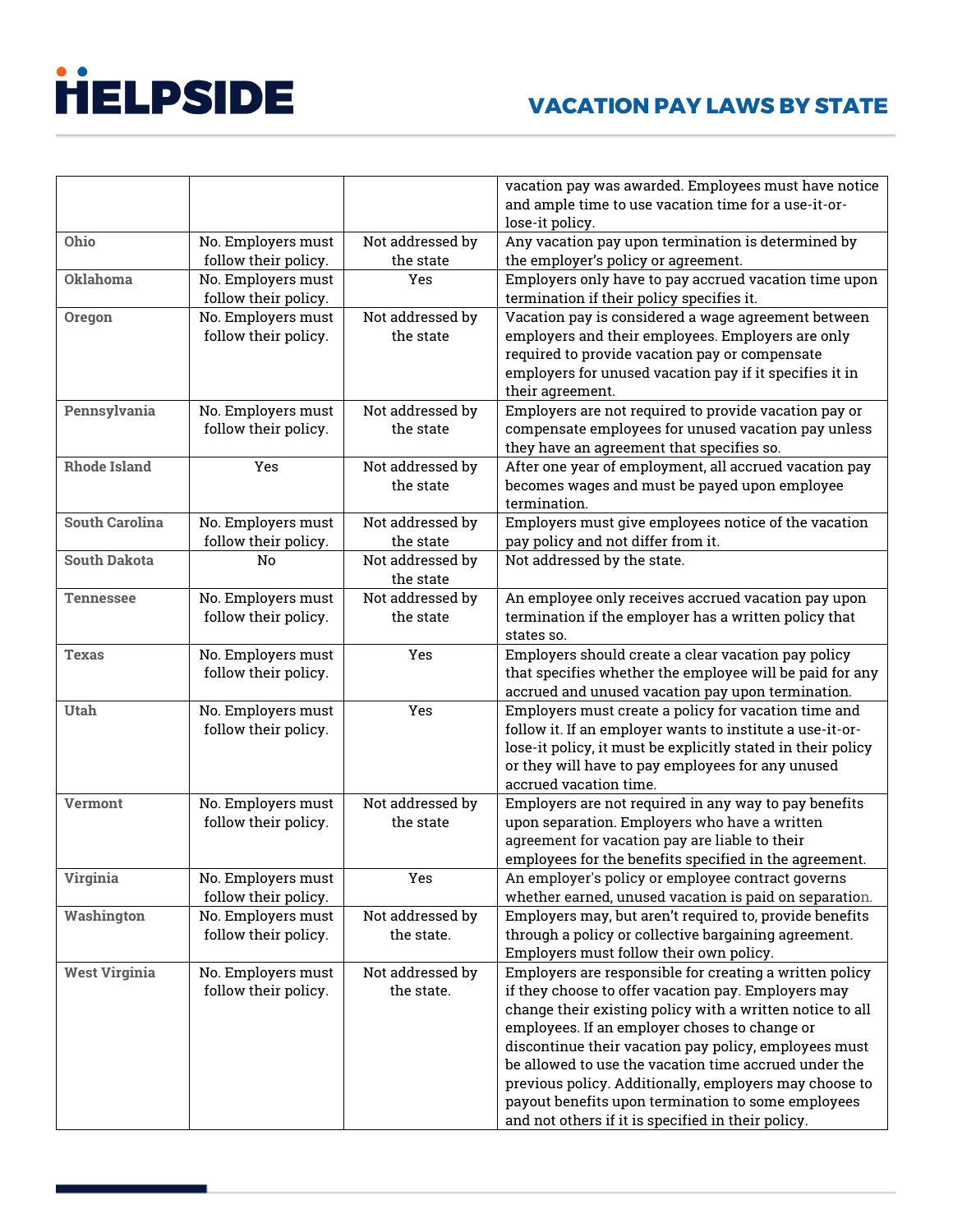| | | | vacation pay was awarded. Employees must have notice and ample time to use vacation time for a use-it-or-lose-it policy. |
|---|---|---|---|
| **Ohio** | No. Employers must follow their policy. | Not addressed by the state | Any vacation pay upon termination is determined by the employer's policy or agreement. |
| **Oklahoma** | No. Employers must follow their policy. | Yes | Employers only have to pay accrued vacation time upon termination if their policy specifies it. |
| **Oregon** | No. Employers must follow their policy. | Not addressed by the state | Vacation pay is considered a wage agreement between employers and their employees. Employers are only required to provide vacation pay or compensate employers for unused vacation pay if it specifies it in their agreement. |
| **Pennsylvania** | No. Employers must follow their policy. | Not addressed by the state | Employers are not required to provide vacation pay or compensate employees for unused vacation pay unless they have an agreement that specifies so. |
| **Rhode Island** | Yes | Not addressed by the state | After one year of employment, all accrued vacation pay becomes wages and must be payed upon employee termination. |
| **South Carolina** | No. Employers must follow their policy. | Not addressed by the state | Employers must give employees notice of the vacation pay policy and not differ from it. |
| **South Dakota** | No | Not addressed by the state | Not addressed by the state. |
| **Tennessee** | No. Employers must follow their policy. | Not addressed by the state | An employee only receives accrued vacation pay upon termination if the employer has a written policy that states so. |
| **Texas** | No. Employers must follow their policy. | Yes | Employers should create a clear vacation pay policy that specifies whether the employee will be paid for any accrued and unused vacation pay upon termination. |
| **Utah** | No. Employers must follow their policy. | Yes | Employers must create a policy for vacation time and follow it. If an employer wants to institute a use-it-or-lose-it policy, it must be explicitly stated in their policy or they will have to pay employees for any unused accrued vacation time. |
| **Vermont** | No. Employers must follow their policy. | Not addressed by the state | Employers are not required in any way to pay benefits upon separation. Employers who have a written agreement for vacation pay are liable to their employees for the benefits specified in the agreement. |
| **Virginia** | No. Employers must follow their policy. | Yes | An employer's policy or employee contract governs whether earned, unused vacation is paid on separation. |
| **Washington** | No. Employers must follow their policy. | Not addressed by the state. | Employers may, but aren't required to, provide benefits through a policy or collective bargaining agreement. Employers must follow their own policy. |
| **West Virginia** | No. Employers must follow their policy. | Not addressed by the state. | Employers are responsible for creating a written policy if they choose to offer vacation pay. Employers may change their existing policy with a written notice to all employees. If an employer choses to change or discontinue their vacation pay policy, employees must be allowed to use the vacation time accrued under the previous policy. Additionally, employers may choose to payout benefits upon termination to some employees and not others if it is specified in their policy. |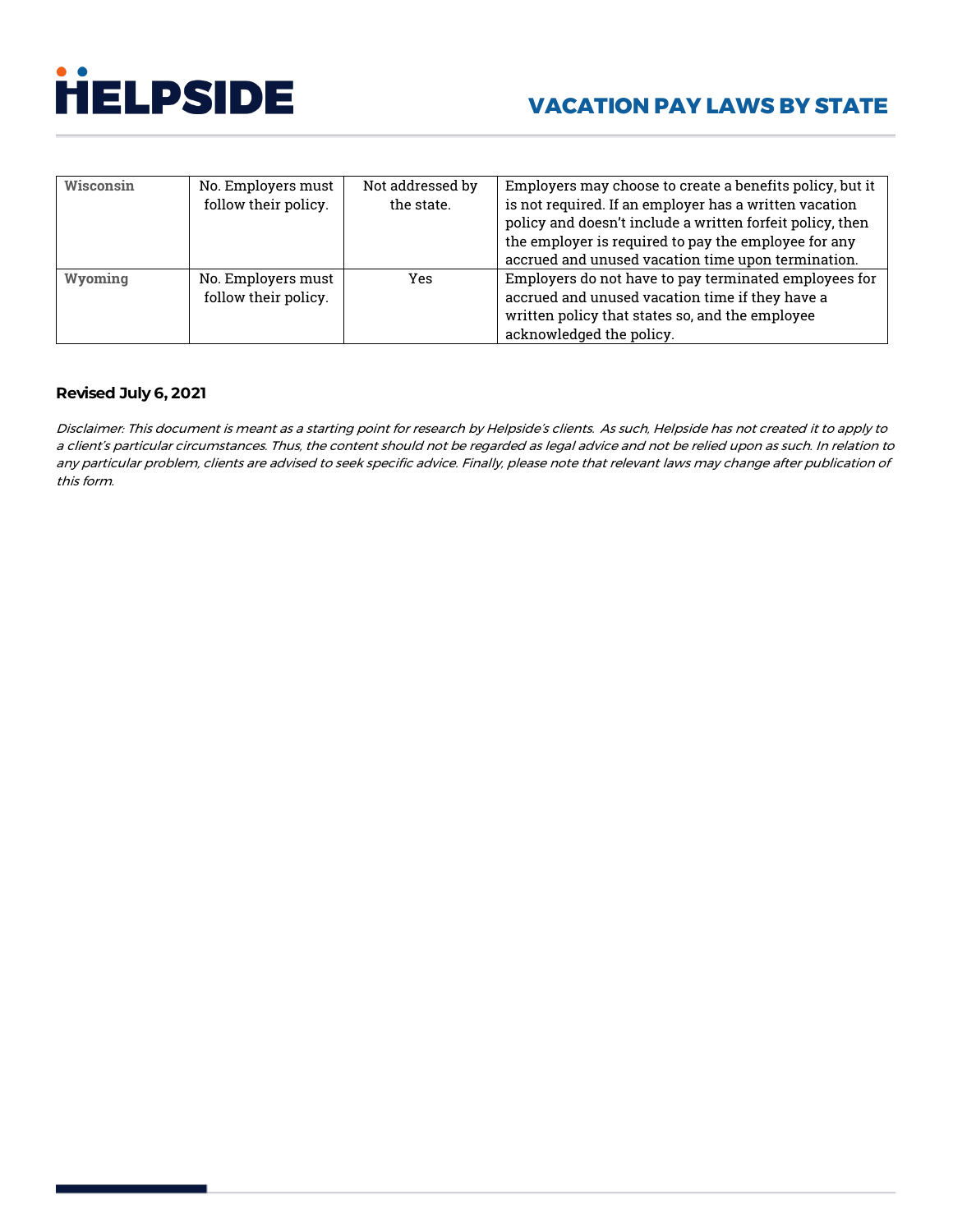| | | | |
|---|---|---|---|
| Wisconsin | No. Employers must follow their policy. | Not addressed by the state. | Employers may choose to create a benefits policy, but it is not required. If an employer has a written vacation policy and doesn't include a written forfeit policy, then the employer is required to pay the employee for any accrued and unused vacation time upon termination. |
| Wyoming | No. Employers must follow their policy. | Yes | Employers do not have to pay terminated employees for accrued and unused vacation time if they have a written policy that states so, and the employee acknowledged the policy. |

**Revised July 6, 2021**

*Disclaimer: This document is meant as a starting point for research by Helpside's clients. As such, Helpside has not created it to apply to a client's particular circumstances. Thus, the content should not be regarded as legal advice and not be relied upon as such. In relation to any particular problem, clients are advised to seek specific advice. Finally, please note that relevant laws may change after publication of this form.*